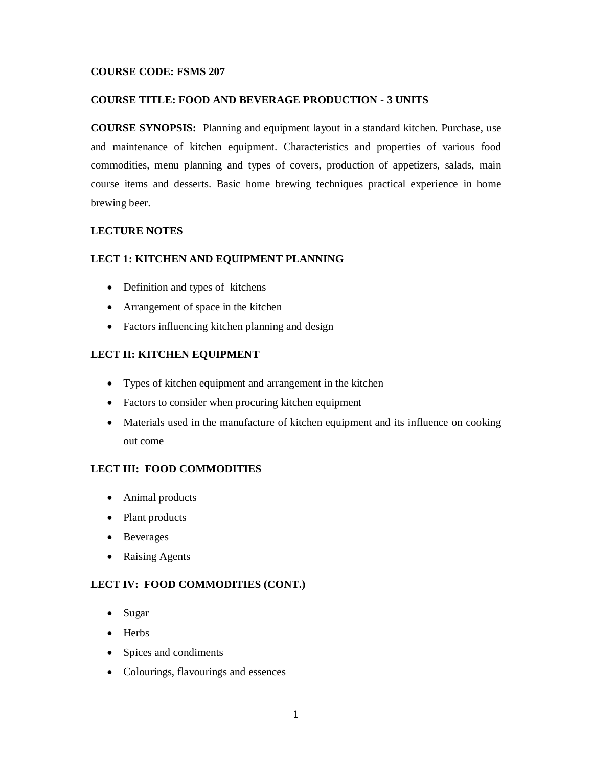**COURSE CODE: FSMS 207**

**COURSE TITLE: FOOD AND BEVERAGE PRODUCTION - 3 UNITS**

**COURSE SYNOPSIS:** Planning and equipment layout in a standard kitchen. Purchase, use and maintenance of kitchen equipment. Characteristics and properties of various food commodities, menu planning and types of covers, production of appetizers, salads, main course items and desserts. Basic home brewing techniques practical experience in home brewing beer.

**LECTURE NOTES**

**LECT 1: KITCHEN AND EQUIPMENT PLANNING**

- Definition and types of kitchens
- Arrangement of space in the kitchen
- Factors influencing kitchen planning and design

**LECT II: KITCHEN EQUIPMENT**

- Types of kitchen equipment and arrangement in the kitchen
- Factors to consider when procuring kitchen equipment
- Materials used in the manufacture of kitchen equipment and its influence on cooking out come

**LECT III: FOOD COMMODITIES**

- Animal products
- Plant products
- Beverages
- Raising Agents

**LECT IV: FOOD COMMODITIES (CONT.)**

- Sugar
- Herbs
- Spices and condiments
- Colourings, flavourings and essences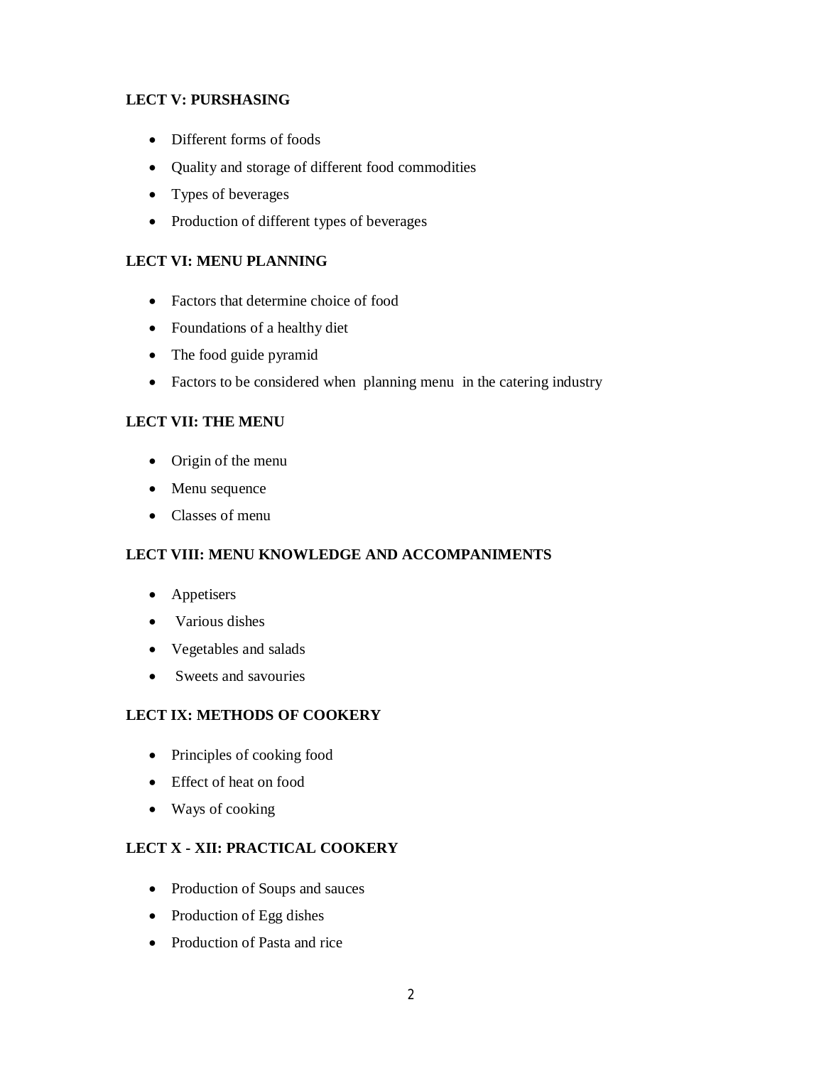**LECT V: PURSHASING**

- Different forms of foods
- Quality and storage of different food commodities
- Types of beverages
- Production of different types of beverages

**LECT VI: MENU PLANNING**

- Factors that determine choice of food
- Foundations of a healthy diet
- The food guide pyramid
- Factors to be considered when planning menu in the catering industry

**LECT VII: THE MENU**

- Origin of the menu
- Menu sequence
- Classes of menu

**LECT VIII: MENU KNOWLEDGE AND ACCOMPANIMENTS**

- Appetisers
- Various dishes
- Vegetables and salads
- Sweets and savouries

**LECT IX: METHODS OF COOKERY**

- Principles of cooking food
- Effect of heat on food
- Ways of cooking

**LECT X - XII: PRACTICAL COOKERY**

- Production of Soups and sauces
- Production of Egg dishes
- Production of Pasta and rice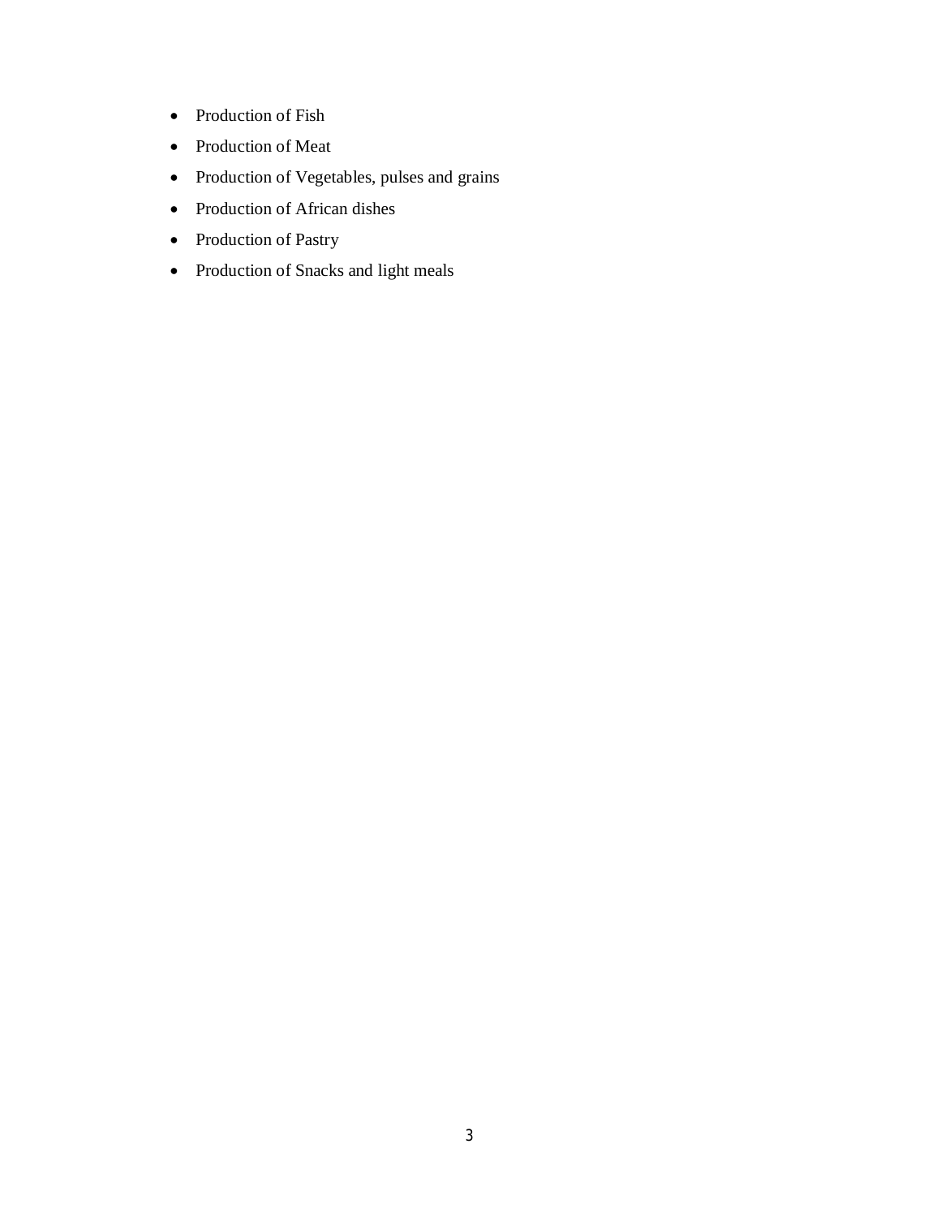- Production of Fish
- Production of Meat
- Production of Vegetables, pulses and grains
- Production of African dishes
- Production of Pastry
- Production of Snacks and light meals